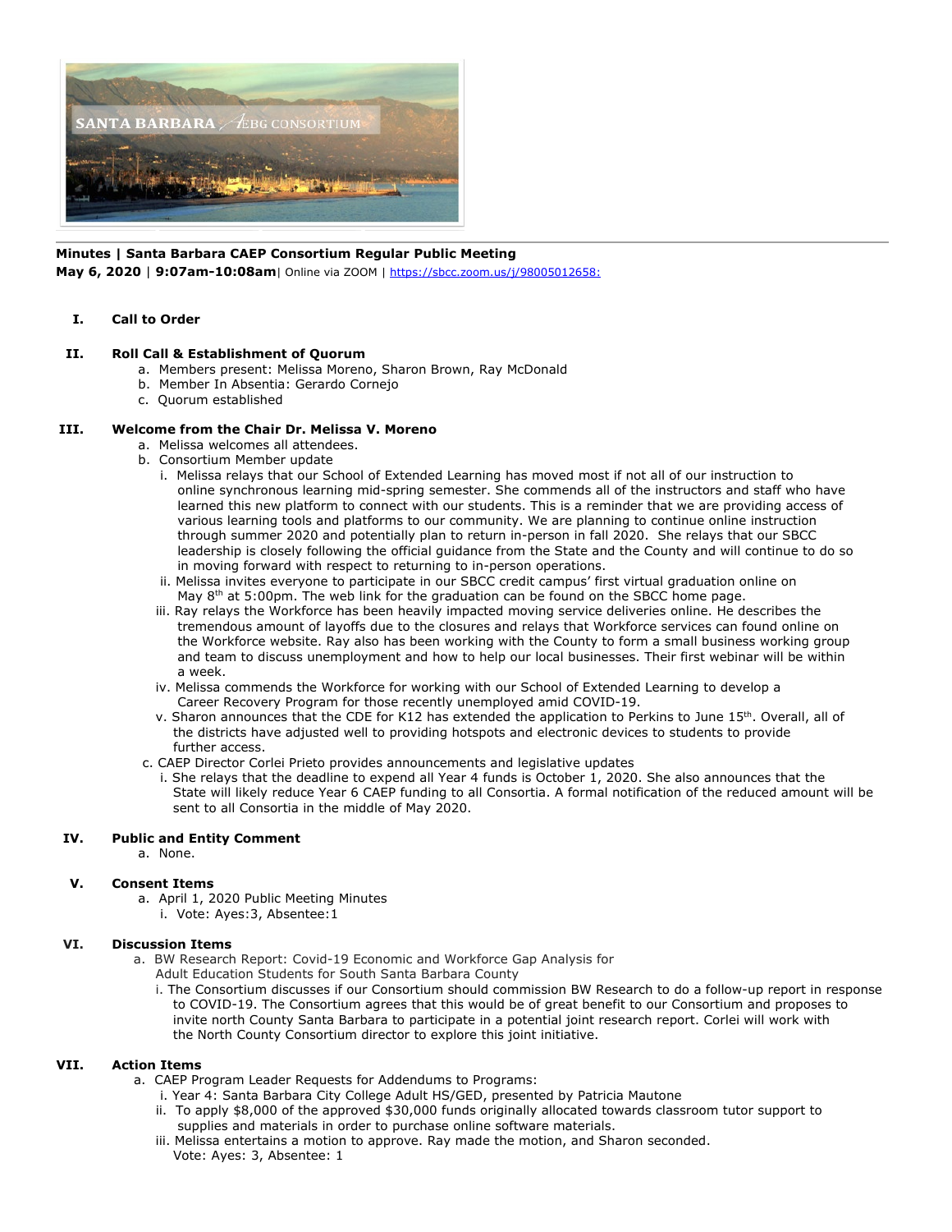SANTA BARBARA AEBG CONSORTIUM

**Minutes | Santa Barbara CAEP Consortium Regular Public Meeting**
**May 6, 2020** | **9:07am-10:08am**| Online via ZOOM | https://sbcc.zoom.us/j/98005012658:

## I. Call to Order

## II. Roll Call & Establishment of Quorum

a. Members present: Melissa Moreno, Sharon Brown, Ray McDonald
b. Member In Absentia: Gerardo Cornejo
c. Quorum established

## III. Welcome from the Chair Dr. Melissa V. Moreno

a. Melissa welcomes all attendees.
b. Consortium Member update
   i. Melissa relays that our School of Extended Learning has moved most if not all of our instruction to online synchronous learning mid-spring semester. She commends all of the instructors and staff who have learned this new platform to connect with our students. This is a reminder that we are providing access of various learning tools and platforms to our community. We are planning to continue online instruction through summer 2020 and potentially plan to return in-person in fall 2020. She relays that our SBCC leadership is closely following the official guidance from the State and the County and will continue to do so in moving forward with respect to returning to in-person operations.
   ii. Melissa invites everyone to participate in our SBCC credit campus' first virtual graduation online on May 8th at 5:00pm. The web link for the graduation can be found on the SBCC home page.
   iii. Ray relays the Workforce has been heavily impacted moving service deliveries online. He describes the tremendous amount of layoffs due to the closures and relays that Workforce services can found online on the Workforce website. Ray also has been working with the County to form a small business working group and team to discuss unemployment and how to help our local businesses. Their first webinar will be within a week.
   iv. Melissa commends the Workforce for working with our School of Extended Learning to develop a Career Recovery Program for those recently unemployed amid COVID-19.
   v. Sharon announces that the CDE for K12 has extended the application to Perkins to June 15th. Overall, all of the districts have adjusted well to providing hotspots and electronic devices to students to provide further access.
c. CAEP Director Corlei Prieto provides announcements and legislative updates
   i. She relays that the deadline to expend all Year 4 funds is October 1, 2020. She also announces that the State will likely reduce Year 6 CAEP funding to all Consortia. A formal notification of the reduced amount will be sent to all Consortia in the middle of May 2020.

## IV. Public and Entity Comment

a. None.

## V. Consent Items

a. April 1, 2020 Public Meeting Minutes
   i. Vote: Ayes:3, Absentee:1

## VI. Discussion Items

a. BW Research Report: Covid-19 Economic and Workforce Gap Analysis for Adult Education Students for South Santa Barbara County
   i. The Consortium discusses if our Consortium should commission BW Research to do a follow-up report in response to COVID-19. The Consortium agrees that this would be of great benefit to our Consortium and proposes to invite north County Santa Barbara to participate in a potential joint research report. Corlei will work with the North County Consortium director to explore this joint initiative.

## VII. Action Items

a. CAEP Program Leader Requests for Addendums to Programs:
   i. Year 4: Santa Barbara City College Adult HS/GED, presented by Patricia Mautone
   ii. To apply $8,000 of the approved $30,000 funds originally allocated towards classroom tutor support to supplies and materials in order to purchase online software materials.
   iii. Melissa entertains a motion to approve. Ray made the motion, and Sharon seconded.
   Vote: Ayes: 3, Absentee: 1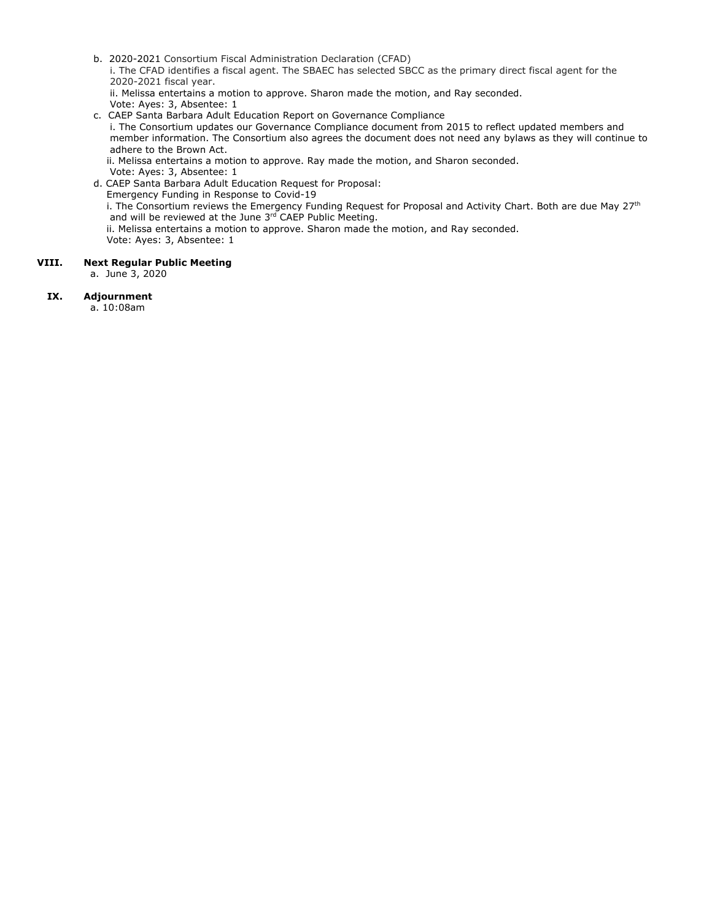b. 2020-2021 Consortium Fiscal Administration Declaration (CFAD)
   i. The CFAD identifies a fiscal agent. The SBAEC has selected SBCC as the primary direct fiscal agent for the 2020-2021 fiscal year.
   ii. Melissa entertains a motion to approve. Sharon made the motion, and Ray seconded.
   Vote: Ayes: 3, Absentee: 1

c. CAEP Santa Barbara Adult Education Report on Governance Compliance
   i. The Consortium updates our Governance Compliance document from 2015 to reflect updated members and member information. The Consortium also agrees the document does not need any bylaws as they will continue to adhere to the Brown Act.
   ii. Melissa entertains a motion to approve. Ray made the motion, and Sharon seconded.
   Vote: Ayes: 3, Absentee: 1

d. CAEP Santa Barbara Adult Education Request for Proposal:
   Emergency Funding in Response to Covid-19
   i. The Consortium reviews the Emergency Funding Request for Proposal and Activity Chart. Both are due May 27th and will be reviewed at the June 3rd CAEP Public Meeting.
   ii. Melissa entertains a motion to approve. Sharon made the motion, and Ray seconded.
   Vote: Ayes: 3, Absentee: 1

**VIII. Next Regular Public Meeting**

a. June 3, 2020

**IX. Adjournment**

a. 10:08am